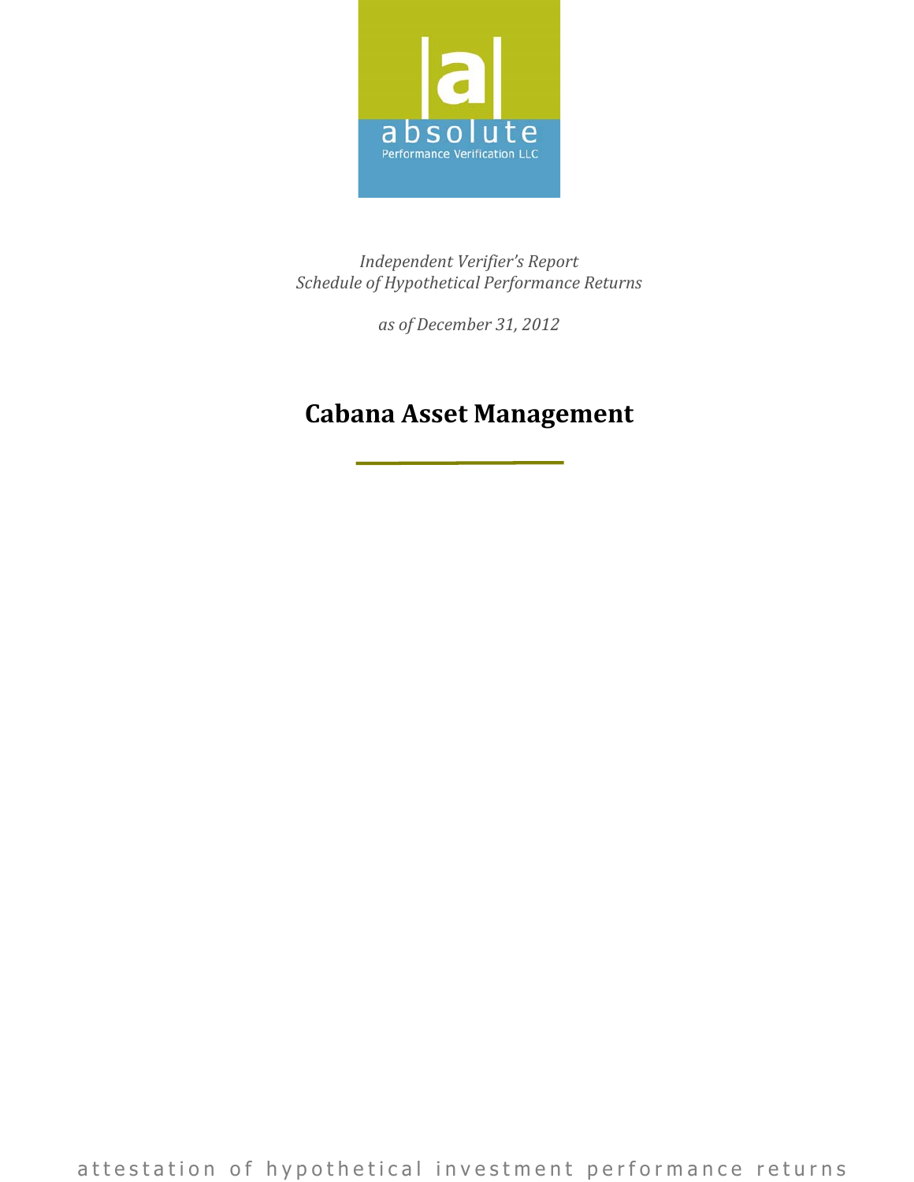|a|

absolute

Performance Verification LLC

*Independent Verifier's Report*
*Schedule of Hypothetical Performance Returns*

*as of December 31, 2012*

# Cabana Asset Management

attestation of hypothetical investment performance returns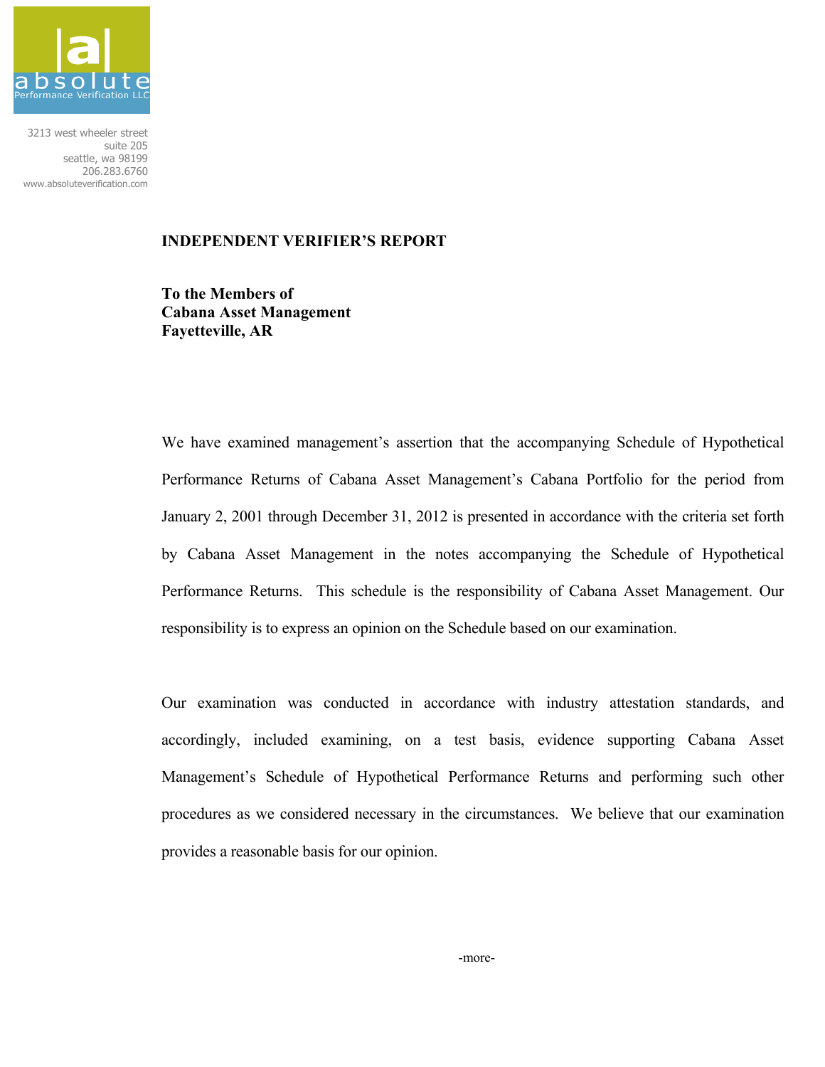|a|
absolute
Performance Verification LLC

3213 west wheeler street
suite 205
seattle, wa 98199
206.283.6760
www.absoluteverification.com

## INDEPENDENT VERIFIER'S REPORT

**To the Members of**
**Cabana Asset Management**
**Fayetteville, AR**

We have examined management's assertion that the accompanying Schedule of Hypothetical Performance Returns of Cabana Asset Management's Cabana Portfolio for the period from January 2, 2001 through December 31, 2012 is presented in accordance with the criteria set forth by Cabana Asset Management in the notes accompanying the Schedule of Hypothetical Performance Returns. This schedule is the responsibility of Cabana Asset Management. Our responsibility is to express an opinion on the Schedule based on our examination.

Our examination was conducted in accordance with industry attestation standards, and accordingly, included examining, on a test basis, evidence supporting Cabana Asset Management's Schedule of Hypothetical Performance Returns and performing such other procedures as we considered necessary in the circumstances. We believe that our examination provides a reasonable basis for our opinion.

-more-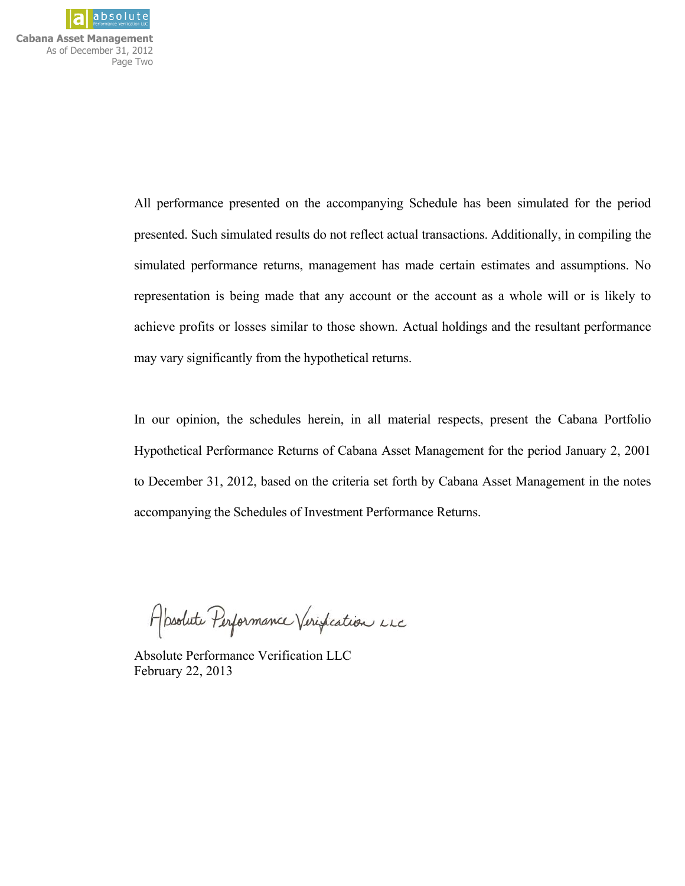All performance presented on the accompanying Schedule has been simulated for the period presented. Such simulated results do not reflect actual transactions. Additionally, in compiling the simulated performance returns, management has made certain estimates and assumptions. No representation is being made that any account or the account as a whole will or is likely to achieve profits or losses similar to those shown. Actual holdings and the resultant performance may vary significantly from the hypothetical returns.

In our opinion, the schedules herein, in all material respects, present the Cabana Portfolio Hypothetical Performance Returns of Cabana Asset Management for the period January 2, 2001 to December 31, 2012, based on the criteria set forth by Cabana Asset Management in the notes accompanying the Schedules of Investment Performance Returns.

Absolute Performance Verification LLC

Absolute Performance Verification LLC
February 22, 2013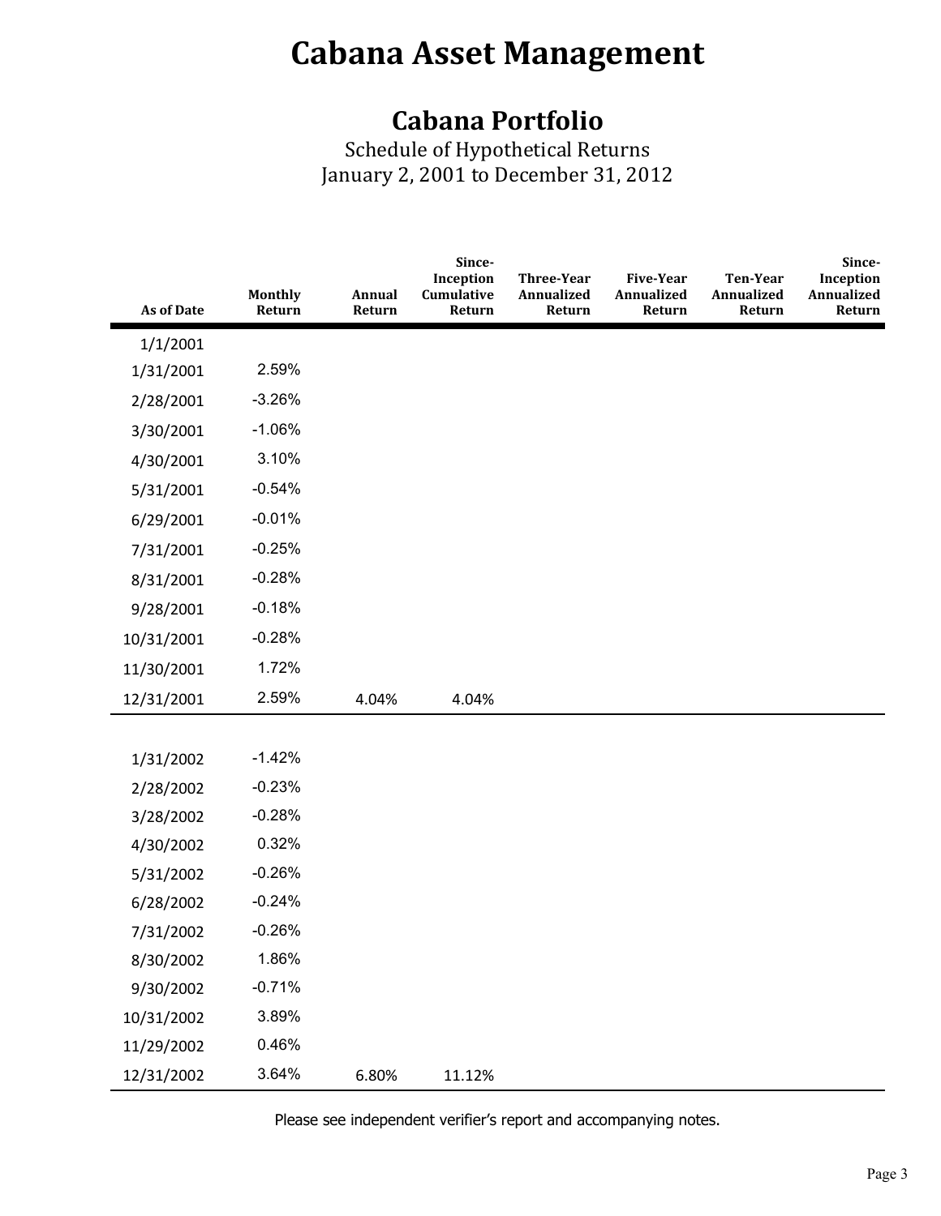# Cabana Asset Management

## Cabana Portfolio

Schedule of Hypothetical Returns
January 2, 2001 to December 31, 2012

| As of Date | Monthly Return | Annual Return | Since-Inception Cumulative Return | Three-Year Annualized Return | Five-Year Annualized Return | Ten-Year Annualized Return | Since-Inception Annualized Return |
|---|---|---|---|---|---|---|---|
| 1/1/2001 | | | | | | | |
| 1/31/2001 | 2.59% | | | | | | |
| 2/28/2001 | -3.26% | | | | | | |
| 3/30/2001 | -1.06% | | | | | | |
| 4/30/2001 | 3.10% | | | | | | |
| 5/31/2001 | -0.54% | | | | | | |
| 6/29/2001 | -0.01% | | | | | | |
| 7/31/2001 | -0.25% | | | | | | |
| 8/31/2001 | -0.28% | | | | | | |
| 9/28/2001 | -0.18% | | | | | | |
| 10/31/2001 | -0.28% | | | | | | |
| 11/30/2001 | 1.72% | | | | | | |
| 12/31/2001 | 2.59% | 4.04% | 4.04% | | | | |
| | | | | | | | |
| 1/31/2002 | -1.42% | | | | | | |
| 2/28/2002 | -0.23% | | | | | | |
| 3/28/2002 | -0.28% | | | | | | |
| 4/30/2002 | 0.32% | | | | | | |
| 5/31/2002 | -0.26% | | | | | | |
| 6/28/2002 | -0.24% | | | | | | |
| 7/31/2002 | -0.26% | | | | | | |
| 8/30/2002 | 1.86% | | | | | | |
| 9/30/2002 | -0.71% | | | | | | |
| 10/31/2002 | 3.89% | | | | | | |
| 11/29/2002 | 0.46% | | | | | | |
| 12/31/2002 | 3.64% | 6.80% | 11.12% | | | | |

Please see independent verifier's report and accompanying notes.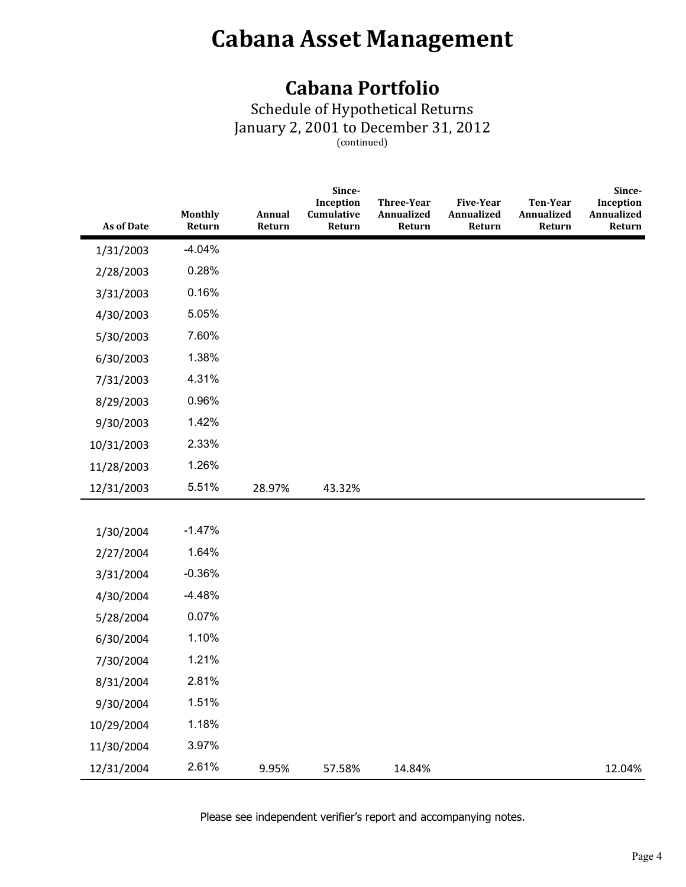# Cabana Asset Management

## Cabana Portfolio

Schedule of Hypothetical Returns
January 2, 2001 to December 31, 2012
(continued)

| As of Date | Monthly Return | Annual Return | Since-Inception Cumulative Return | Three-Year Annualized Return | Five-Year Annualized Return | Ten-Year Annualized Return | Since-Inception Annualized Return |
|---|---|---|---|---|---|---|---|
| 1/31/2003 | -4.04% | | | | | | |
| 2/28/2003 | 0.28% | | | | | | |
| 3/31/2003 | 0.16% | | | | | | |
| 4/30/2003 | 5.05% | | | | | | |
| 5/30/2003 | 7.60% | | | | | | |
| 6/30/2003 | 1.38% | | | | | | |
| 7/31/2003 | 4.31% | | | | | | |
| 8/29/2003 | 0.96% | | | | | | |
| 9/30/2003 | 1.42% | | | | | | |
| 10/31/2003 | 2.33% | | | | | | |
| 11/28/2003 | 1.26% | | | | | | |
| 12/31/2003 | 5.51% | 28.97% | 43.32% | | | | |
| 1/30/2004 | -1.47% | | | | | | |
| 2/27/2004 | 1.64% | | | | | | |
| 3/31/2004 | -0.36% | | | | | | |
| 4/30/2004 | -4.48% | | | | | | |
| 5/28/2004 | 0.07% | | | | | | |
| 6/30/2004 | 1.10% | | | | | | |
| 7/30/2004 | 1.21% | | | | | | |
| 8/31/2004 | 2.81% | | | | | | |
| 9/30/2004 | 1.51% | | | | | | |
| 10/29/2004 | 1.18% | | | | | | |
| 11/30/2004 | 3.97% | | | | | | |
| 12/31/2004 | 2.61% | 9.95% | 57.58% | 14.84% | | | 12.04% |

Please see independent verifier's report and accompanying notes.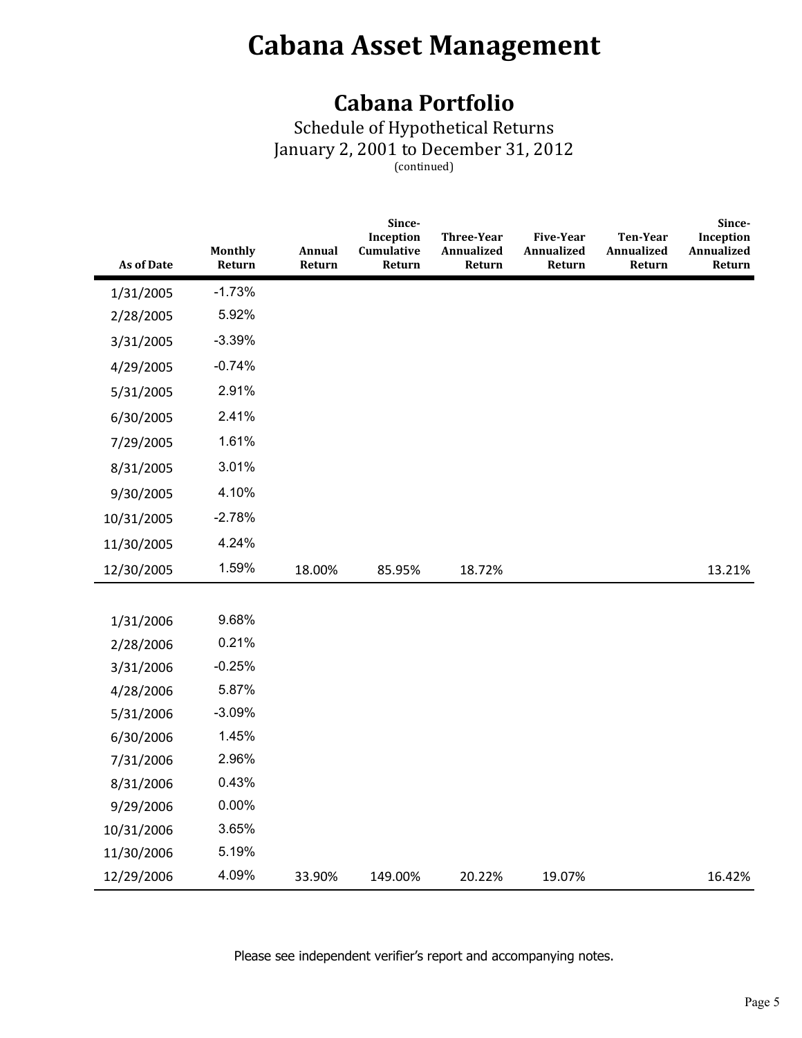# Cabana Asset Management

## Cabana Portfolio

Schedule of Hypothetical Returns
January 2, 2001 to December 31, 2012
(continued)

| As of Date | Monthly Return | Annual Return | Since-Inception Cumulative Return | Three-Year Annualized Return | Five-Year Annualized Return | Ten-Year Annualized Return | Since-Inception Annualized Return |
|---|---|---|---|---|---|---|---|
| 1/31/2005 | -1.73% | | | | | | |
| 2/28/2005 | 5.92% | | | | | | |
| 3/31/2005 | -3.39% | | | | | | |
| 4/29/2005 | -0.74% | | | | | | |
| 5/31/2005 | 2.91% | | | | | | |
| 6/30/2005 | 2.41% | | | | | | |
| 7/29/2005 | 1.61% | | | | | | |
| 8/31/2005 | 3.01% | | | | | | |
| 9/30/2005 | 4.10% | | | | | | |
| 10/31/2005 | -2.78% | | | | | | |
| 11/30/2005 | 4.24% | | | | | | |
| 12/30/2005 | 1.59% | 18.00% | 85.95% | 18.72% | | | 13.21% |
| | | | | | | | |
| 1/31/2006 | 9.68% | | | | | | |
| 2/28/2006 | 0.21% | | | | | | |
| 3/31/2006 | -0.25% | | | | | | |
| 4/28/2006 | 5.87% | | | | | | |
| 5/31/2006 | -3.09% | | | | | | |
| 6/30/2006 | 1.45% | | | | | | |
| 7/31/2006 | 2.96% | | | | | | |
| 8/31/2006 | 0.43% | | | | | | |
| 9/29/2006 | 0.00% | | | | | | |
| 10/31/2006 | 3.65% | | | | | | |
| 11/30/2006 | 5.19% | | | | | | |
| 12/29/2006 | 4.09% | 33.90% | 149.00% | 20.22% | 19.07% | | 16.42% |

Please see independent verifier's report and accompanying notes.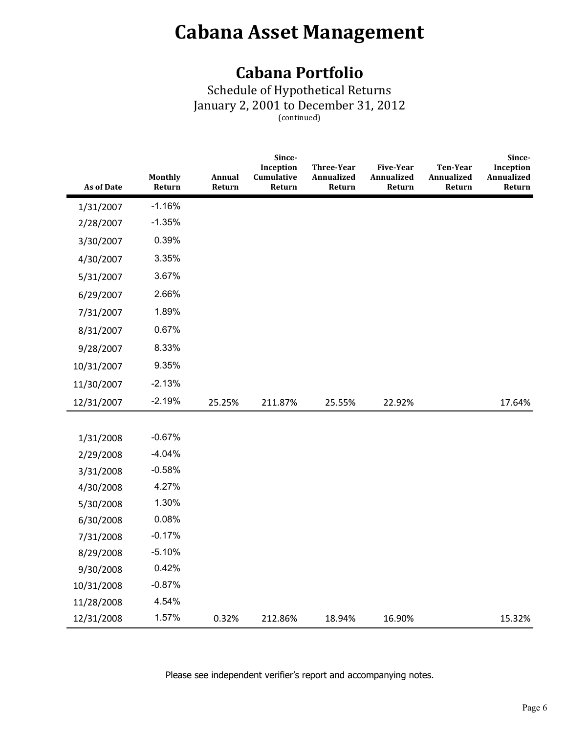# Cabana Asset Management

## Cabana Portfolio

Schedule of Hypothetical Returns
January 2, 2001 to December 31, 2012
(continued)

| As of Date | Monthly Return | Annual Return | Since-Inception Cumulative Return | Three-Year Annualized Return | Five-Year Annualized Return | Ten-Year Annualized Return | Since-Inception Annualized Return |
|---|---|---|---|---|---|---|---|
| 1/31/2007 | -1.16% | | | | | | |
| 2/28/2007 | -1.35% | | | | | | |
| 3/30/2007 | 0.39% | | | | | | |
| 4/30/2007 | 3.35% | | | | | | |
| 5/31/2007 | 3.67% | | | | | | |
| 6/29/2007 | 2.66% | | | | | | |
| 7/31/2007 | 1.89% | | | | | | |
| 8/31/2007 | 0.67% | | | | | | |
| 9/28/2007 | 8.33% | | | | | | |
| 10/31/2007 | 9.35% | | | | | | |
| 11/30/2007 | -2.13% | | | | | | |
| 12/31/2007 | -2.19% | 25.25% | 211.87% | 25.55% | 22.92% | | 17.64% |
| 1/31/2008 | -0.67% | | | | | | |
| 2/29/2008 | -4.04% | | | | | | |
| 3/31/2008 | -0.58% | | | | | | |
| 4/30/2008 | 4.27% | | | | | | |
| 5/30/2008 | 1.30% | | | | | | |
| 6/30/2008 | 0.08% | | | | | | |
| 7/31/2008 | -0.17% | | | | | | |
| 8/29/2008 | -5.10% | | | | | | |
| 9/30/2008 | 0.42% | | | | | | |
| 10/31/2008 | -0.87% | | | | | | |
| 11/28/2008 | 4.54% | | | | | | |
| 12/31/2008 | 1.57% | 0.32% | 212.86% | 18.94% | 16.90% | | 15.32% |

Please see independent verifier's report and accompanying notes.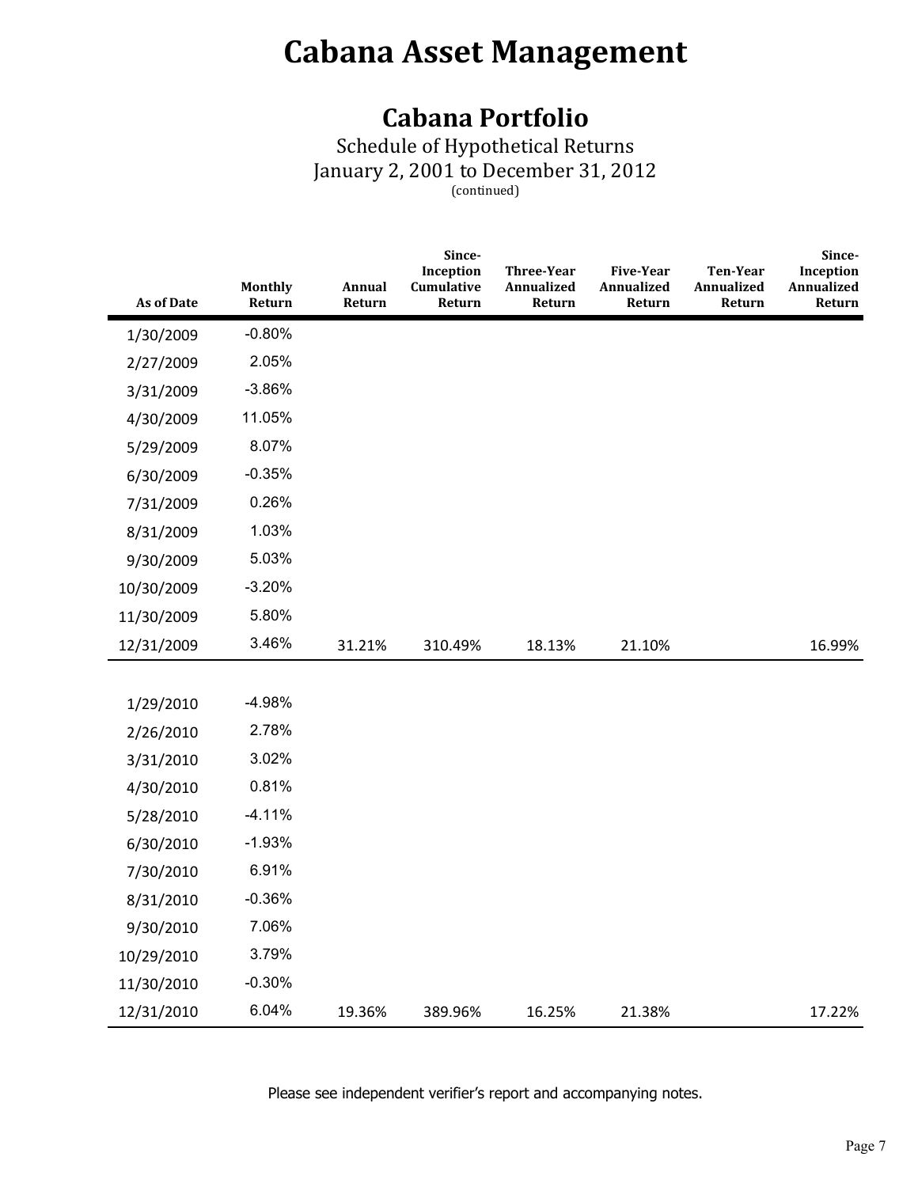# Cabana Asset Management

## Cabana Portfolio

Schedule of Hypothetical Returns
January 2, 2001 to December 31, 2012
(continued)

| As of Date | Monthly Return | Annual Return | Since-Inception Cumulative Return | Three-Year Annualized Return | Five-Year Annualized Return | Ten-Year Annualized Return | Since-Inception Annualized Return |
|---|---|---|---|---|---|---|---|
| 1/30/2009 | -0.80% | | | | | | |
| 2/27/2009 | 2.05% | | | | | | |
| 3/31/2009 | -3.86% | | | | | | |
| 4/30/2009 | 11.05% | | | | | | |
| 5/29/2009 | 8.07% | | | | | | |
| 6/30/2009 | -0.35% | | | | | | |
| 7/31/2009 | 0.26% | | | | | | |
| 8/31/2009 | 1.03% | | | | | | |
| 9/30/2009 | 5.03% | | | | | | |
| 10/30/2009 | -3.20% | | | | | | |
| 11/30/2009 | 5.80% | | | | | | |
| 12/31/2009 | 3.46% | 31.21% | 310.49% | 18.13% | 21.10% | | 16.99% |
| | | | | | | | |
| 1/29/2010 | -4.98% | | | | | | |
| 2/26/2010 | 2.78% | | | | | | |
| 3/31/2010 | 3.02% | | | | | | |
| 4/30/2010 | 0.81% | | | | | | |
| 5/28/2010 | -4.11% | | | | | | |
| 6/30/2010 | -1.93% | | | | | | |
| 7/30/2010 | 6.91% | | | | | | |
| 8/31/2010 | -0.36% | | | | | | |
| 9/30/2010 | 7.06% | | | | | | |
| 10/29/2010 | 3.79% | | | | | | |
| 11/30/2010 | -0.30% | | | | | | |
| 12/31/2010 | 6.04% | 19.36% | 389.96% | 16.25% | 21.38% | | 17.22% |

Please see independent verifier’s report and accompanying notes.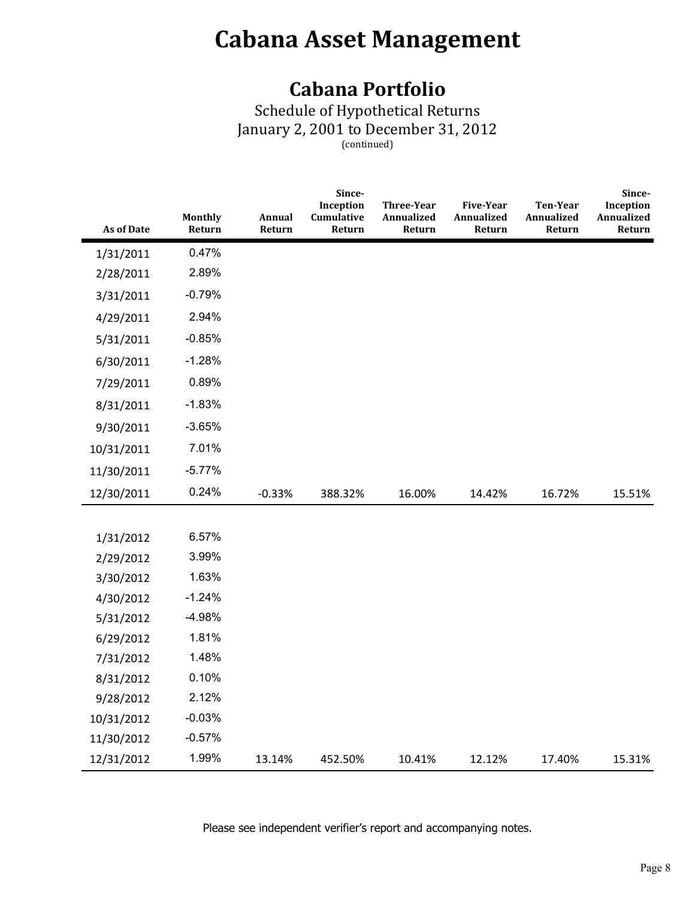# Cabana Asset Management

## Cabana Portfolio

Schedule of Hypothetical Returns
January 2, 2001 to December 31, 2012
(continued)

| As of Date | Monthly Return | Annual Return | Since-Inception Cumulative Return | Three-Year Annualized Return | Five-Year Annualized Return | Ten-Year Annualized Return | Since-Inception Annualized Return |
|---|---|---|---|---|---|---|---|
| 1/31/2011 | 0.47% | | | | | | |
| 2/28/2011 | 2.89% | | | | | | |
| 3/31/2011 | -0.79% | | | | | | |
| 4/29/2011 | 2.94% | | | | | | |
| 5/31/2011 | -0.85% | | | | | | |
| 6/30/2011 | -1.28% | | | | | | |
| 7/29/2011 | 0.89% | | | | | | |
| 8/31/2011 | -1.83% | | | | | | |
| 9/30/2011 | -3.65% | | | | | | |
| 10/31/2011 | 7.01% | | | | | | |
| 11/30/2011 | -5.77% | | | | | | |
| 12/30/2011 | 0.24% | -0.33% | 388.32% | 16.00% | 14.42% | 16.72% | 15.51% |
| 1/31/2012 | 6.57% | | | | | | |
| 2/29/2012 | 3.99% | | | | | | |
| 3/30/2012 | 1.63% | | | | | | |
| 4/30/2012 | -1.24% | | | | | | |
| 5/31/2012 | -4.98% | | | | | | |
| 6/29/2012 | 1.81% | | | | | | |
| 7/31/2012 | 1.48% | | | | | | |
| 8/31/2012 | 0.10% | | | | | | |
| 9/28/2012 | 2.12% | | | | | | |
| 10/31/2012 | -0.03% | | | | | | |
| 11/30/2012 | -0.57% | | | | | | |
| 12/31/2012 | 1.99% | 13.14% | 452.50% | 10.41% | 12.12% | 17.40% | 15.31% |

Please see independent verifier's report and accompanying notes.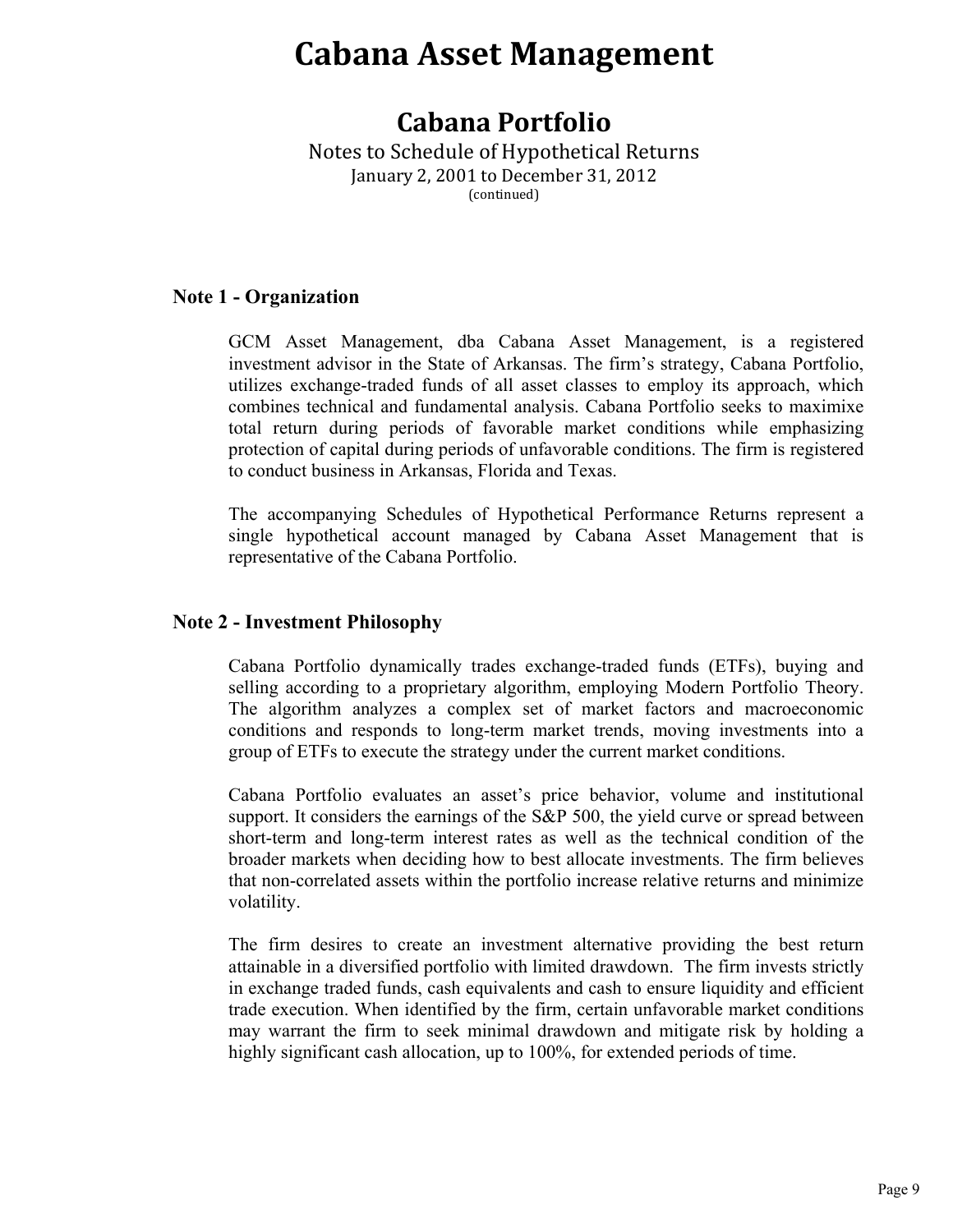# Cabana Asset Management

## Cabana Portfolio

Notes to Schedule of Hypothetical Returns
January 2, 2001 to December 31, 2012
(continued)

### Note 1 - Organization

GCM Asset Management, dba Cabana Asset Management, is a registered investment advisor in the State of Arkansas. The firm's strategy, Cabana Portfolio, utilizes exchange-traded funds of all asset classes to employ its approach, which combines technical and fundamental analysis. Cabana Portfolio seeks to maximixe total return during periods of favorable market conditions while emphasizing protection of capital during periods of unfavorable conditions. The firm is registered to conduct business in Arkansas, Florida and Texas.

The accompanying Schedules of Hypothetical Performance Returns represent a single hypothetical account managed by Cabana Asset Management that is representative of the Cabana Portfolio.

### Note 2 - Investment Philosophy

Cabana Portfolio dynamically trades exchange-traded funds (ETFs), buying and selling according to a proprietary algorithm, employing Modern Portfolio Theory. The algorithm analyzes a complex set of market factors and macroeconomic conditions and responds to long-term market trends, moving investments into a group of ETFs to execute the strategy under the current market conditions.

Cabana Portfolio evaluates an asset's price behavior, volume and institutional support. It considers the earnings of the S&P 500, the yield curve or spread between short-term and long-term interest rates as well as the technical condition of the broader markets when deciding how to best allocate investments. The firm believes that non-correlated assets within the portfolio increase relative returns and minimize volatility.

The firm desires to create an investment alternative providing the best return attainable in a diversified portfolio with limited drawdown. The firm invests strictly in exchange traded funds, cash equivalents and cash to ensure liquidity and efficient trade execution. When identified by the firm, certain unfavorable market conditions may warrant the firm to seek minimal drawdown and mitigate risk by holding a highly significant cash allocation, up to 100%, for extended periods of time.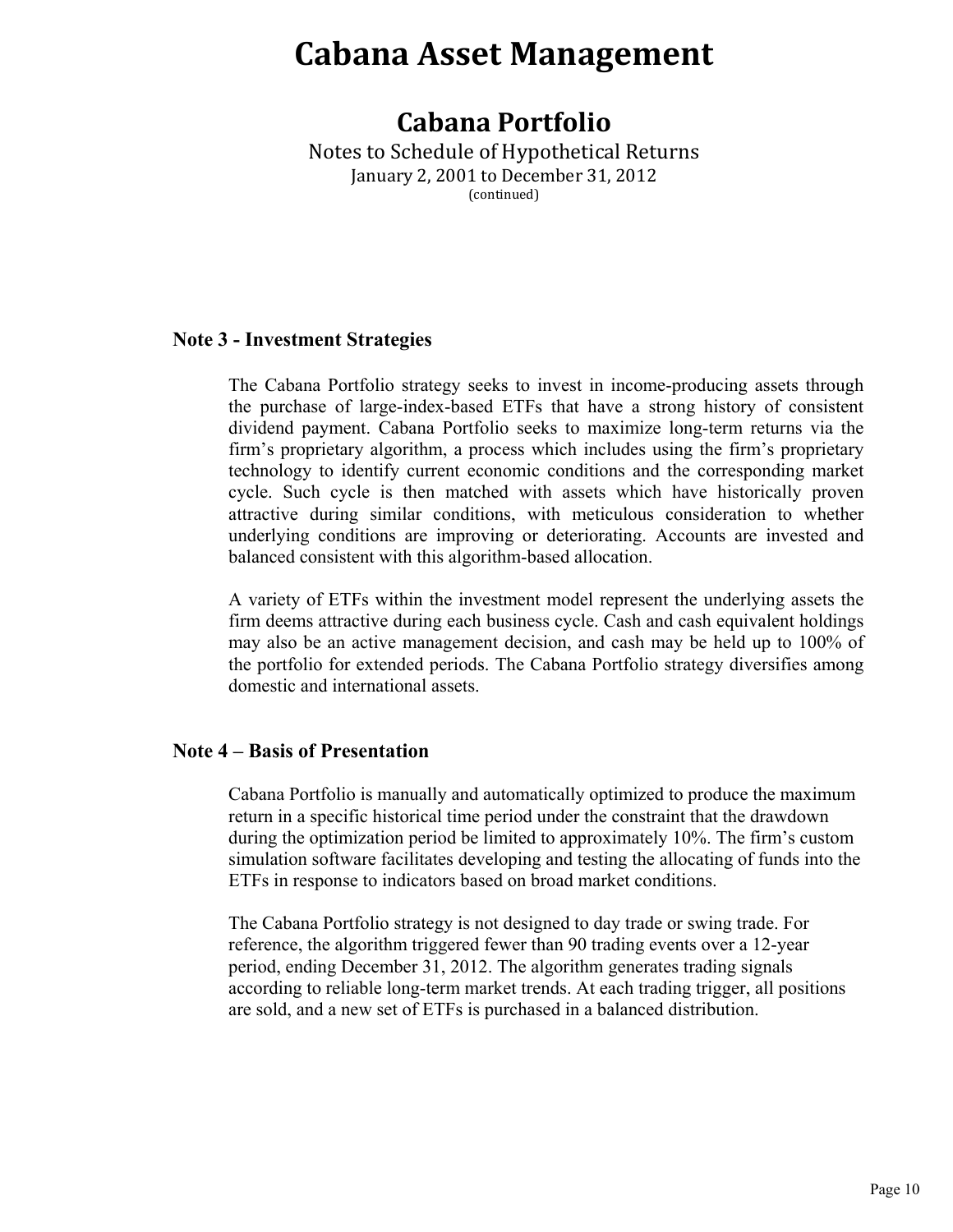# Cabana Asset Management

## Cabana Portfolio

Notes to Schedule of Hypothetical Returns
January 2, 2001 to December 31, 2012
(continued)

### Note 3 - Investment Strategies

The Cabana Portfolio strategy seeks to invest in income-producing assets through the purchase of large-index-based ETFs that have a strong history of consistent dividend payment. Cabana Portfolio seeks to maximize long-term returns via the firm's proprietary algorithm, a process which includes using the firm's proprietary technology to identify current economic conditions and the corresponding market cycle. Such cycle is then matched with assets which have historically proven attractive during similar conditions, with meticulous consideration to whether underlying conditions are improving or deteriorating. Accounts are invested and balanced consistent with this algorithm-based allocation.

A variety of ETFs within the investment model represent the underlying assets the firm deems attractive during each business cycle. Cash and cash equivalent holdings may also be an active management decision, and cash may be held up to 100% of the portfolio for extended periods. The Cabana Portfolio strategy diversifies among domestic and international assets.

### Note 4 – Basis of Presentation

Cabana Portfolio is manually and automatically optimized to produce the maximum return in a specific historical time period under the constraint that the drawdown during the optimization period be limited to approximately 10%. The firm's custom simulation software facilitates developing and testing the allocating of funds into the ETFs in response to indicators based on broad market conditions.

The Cabana Portfolio strategy is not designed to day trade or swing trade. For reference, the algorithm triggered fewer than 90 trading events over a 12-year period, ending December 31, 2012. The algorithm generates trading signals according to reliable long-term market trends. At each trading trigger, all positions are sold, and a new set of ETFs is purchased in a balanced distribution.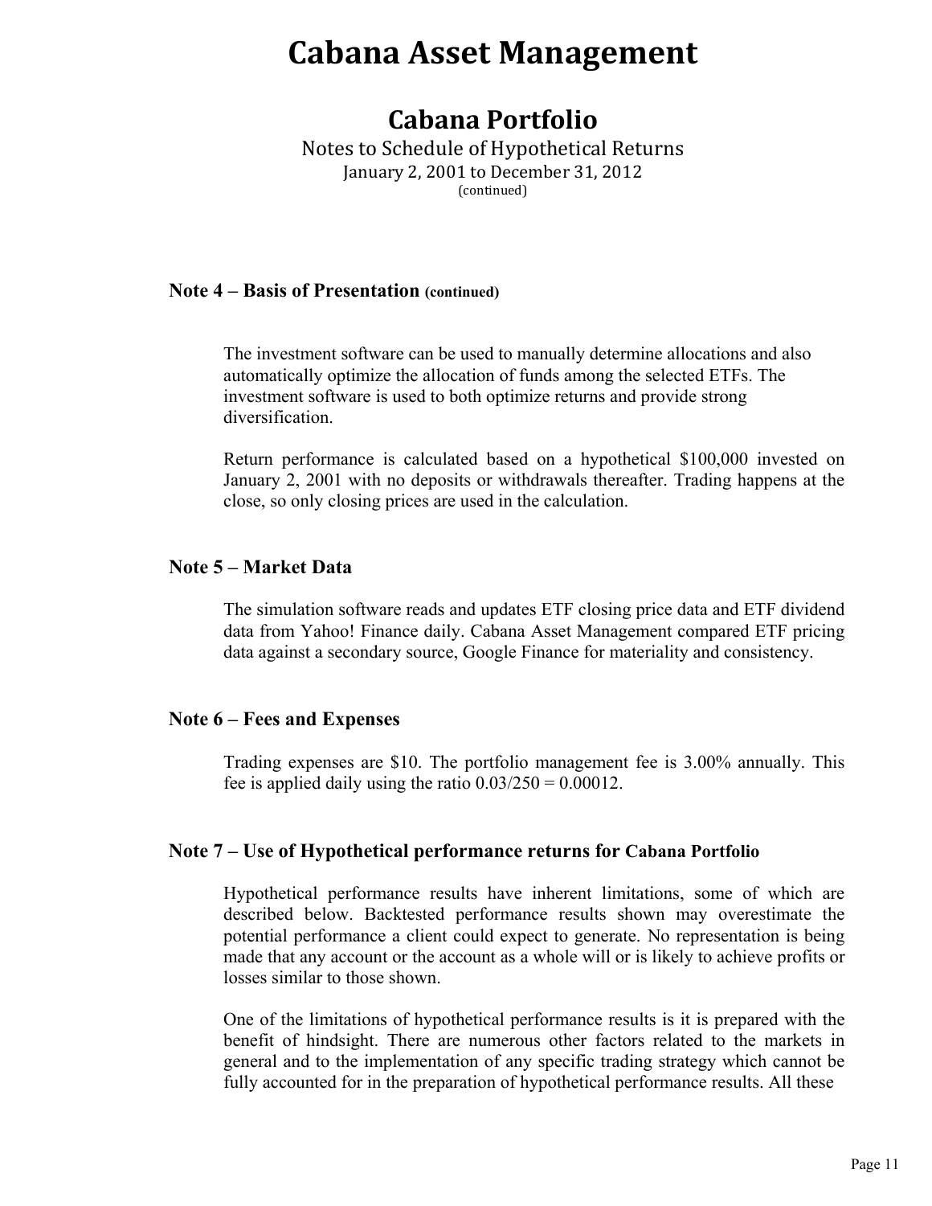# Cabana Asset Management

## Cabana Portfolio

Notes to Schedule of Hypothetical Returns
January 2, 2001 to December 31, 2012
(continued)

### Note 4 – Basis of Presentation (continued)

The investment software can be used to manually determine allocations and also automatically optimize the allocation of funds among the selected ETFs. The investment software is used to both optimize returns and provide strong diversification.

Return performance is calculated based on a hypothetical $100,000 invested on January 2, 2001 with no deposits or withdrawals thereafter. Trading happens at the close, so only closing prices are used in the calculation.

### Note 5 – Market Data

The simulation software reads and updates ETF closing price data and ETF dividend data from Yahoo! Finance daily. Cabana Asset Management compared ETF pricing data against a secondary source, Google Finance for materiality and consistency.

### Note 6 – Fees and Expenses

Trading expenses are $10. The portfolio management fee is 3.00% annually. This fee is applied daily using the ratio 0.03/250 = 0.00012.

### Note 7 – Use of Hypothetical performance returns for Cabana Portfolio

Hypothetical performance results have inherent limitations, some of which are described below. Backtested performance results shown may overestimate the potential performance a client could expect to generate. No representation is being made that any account or the account as a whole will or is likely to achieve profits or losses similar to those shown.

One of the limitations of hypothetical performance results is it is prepared with the benefit of hindsight. There are numerous other factors related to the markets in general and to the implementation of any specific trading strategy which cannot be fully accounted for in the preparation of hypothetical performance results. All these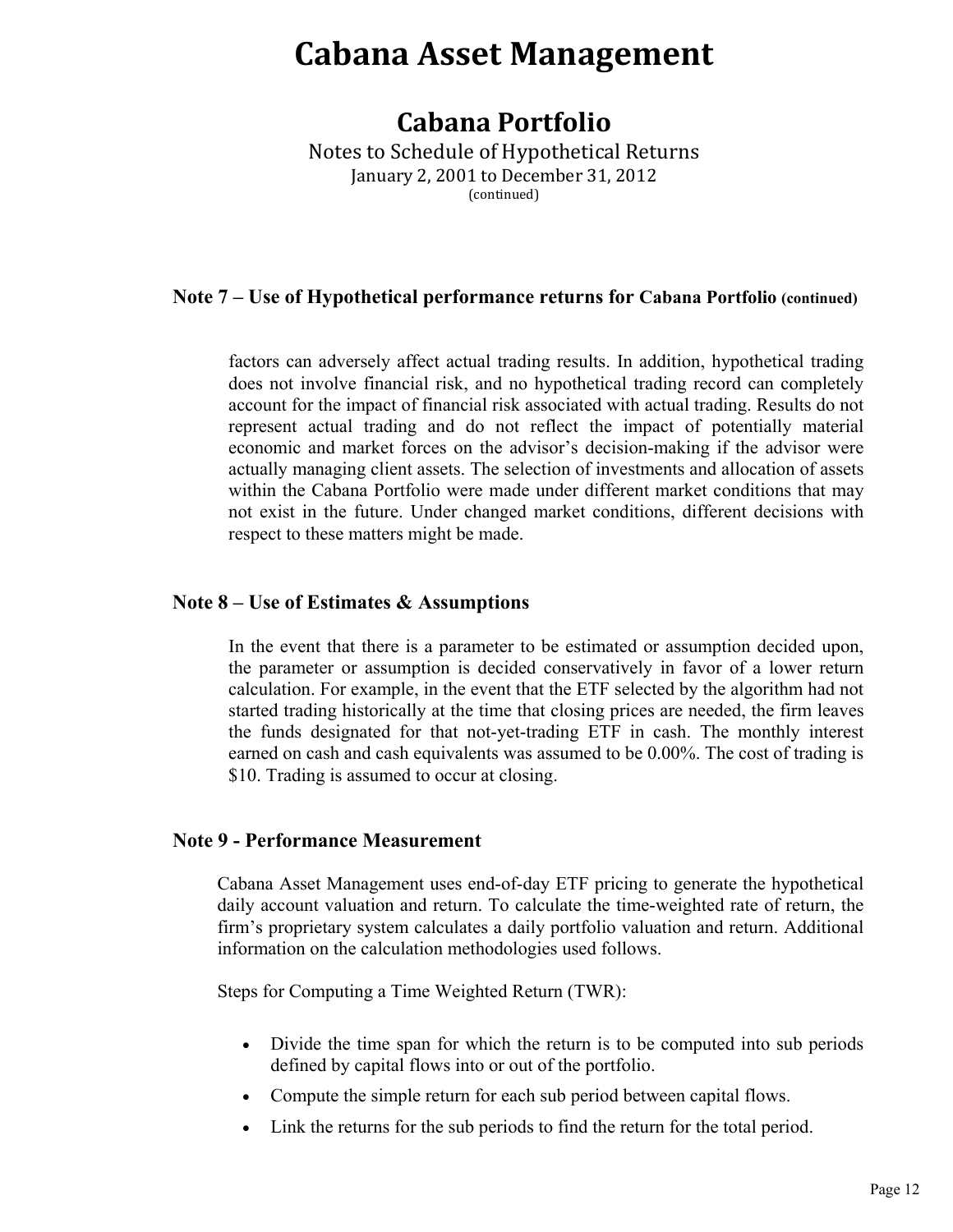# Cabana Asset Management

## Cabana Portfolio

Notes to Schedule of Hypothetical Returns

January 2, 2001 to December 31, 2012

(continued)

### Note 7 – Use of Hypothetical performance returns for Cabana Portfolio (continued)

factors can adversely affect actual trading results. In addition, hypothetical trading does not involve financial risk, and no hypothetical trading record can completely account for the impact of financial risk associated with actual trading. Results do not represent actual trading and do not reflect the impact of potentially material economic and market forces on the advisor's decision-making if the advisor were actually managing client assets. The selection of investments and allocation of assets within the Cabana Portfolio were made under different market conditions that may not exist in the future. Under changed market conditions, different decisions with respect to these matters might be made.

### Note 8 – Use of Estimates & Assumptions

In the event that there is a parameter to be estimated or assumption decided upon, the parameter or assumption is decided conservatively in favor of a lower return calculation. For example, in the event that the ETF selected by the algorithm had not started trading historically at the time that closing prices are needed, the firm leaves the funds designated for that not-yet-trading ETF in cash. The monthly interest earned on cash and cash equivalents was assumed to be 0.00%. The cost of trading is $10. Trading is assumed to occur at closing.

### Note 9 - Performance Measurement

Cabana Asset Management uses end-of-day ETF pricing to generate the hypothetical daily account valuation and return. To calculate the time-weighted rate of return, the firm's proprietary system calculates a daily portfolio valuation and return. Additional information on the calculation methodologies used follows.

Steps for Computing a Time Weighted Return (TWR):

- Divide the time span for which the return is to be computed into sub periods defined by capital flows into or out of the portfolio.
- Compute the simple return for each sub period between capital flows.
- Link the returns for the sub periods to find the return for the total period.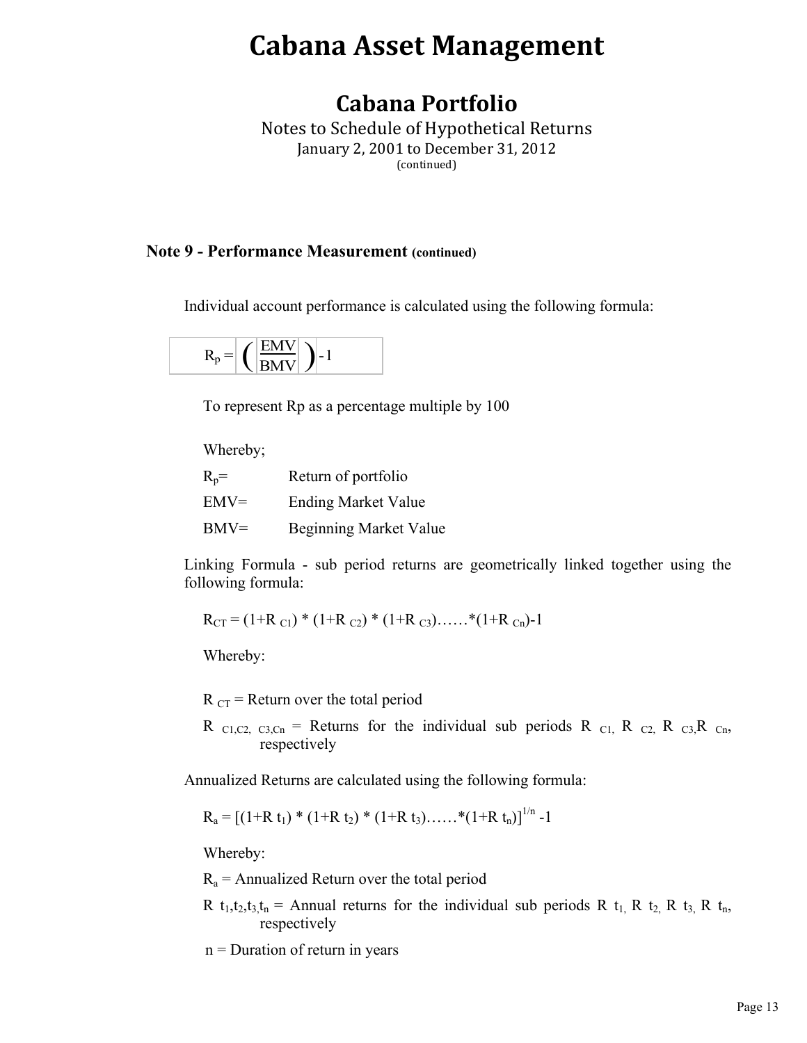# Cabana Asset Management

## Cabana Portfolio

Notes to Schedule of Hypothetical Returns
January 2, 2001 to December 31, 2012
(continued)

### Note 9 - Performance Measurement (continued)

Individual account performance is calculated using the following formula:

$$R_p = \left(\frac{EMV}{BMV}\right) - 1$$

To represent Rp as a percentage multiple by 100

Whereby;

$R_p$= Return of portfolio

EMV= Ending Market Value

BMV= Beginning Market Value

Linking Formula - sub period returns are geometrically linked together using the following formula:

$$R_{CT} = (1+R_{C1}) * (1+R_{C2}) * (1+R_{C3})......*(1+R_{Cn})-1$$

Whereby:

$R_{CT}$ = Return over the total period

$R_{C1,C2,\ C3,Cn}$ = Returns for the individual sub periods $R_{C1}$, $R_{C2}$, $R_{C3}$, $R_{Cn}$, respectively

Annualized Returns are calculated using the following formula:

$$R_a = [(1+R\ t_1) * (1+R\ t_2) * (1+R\ t_3)......*(1+R\ t_n)]^{1/n} - 1$$

Whereby:

$R_a$ = Annualized Return over the total period

$R\ t_1,t_2,t_3,t_n$ = Annual returns for the individual sub periods $R\ t_1$, $R\ t_2$, $R\ t_3$, $R\ t_n$, respectively

n = Duration of return in years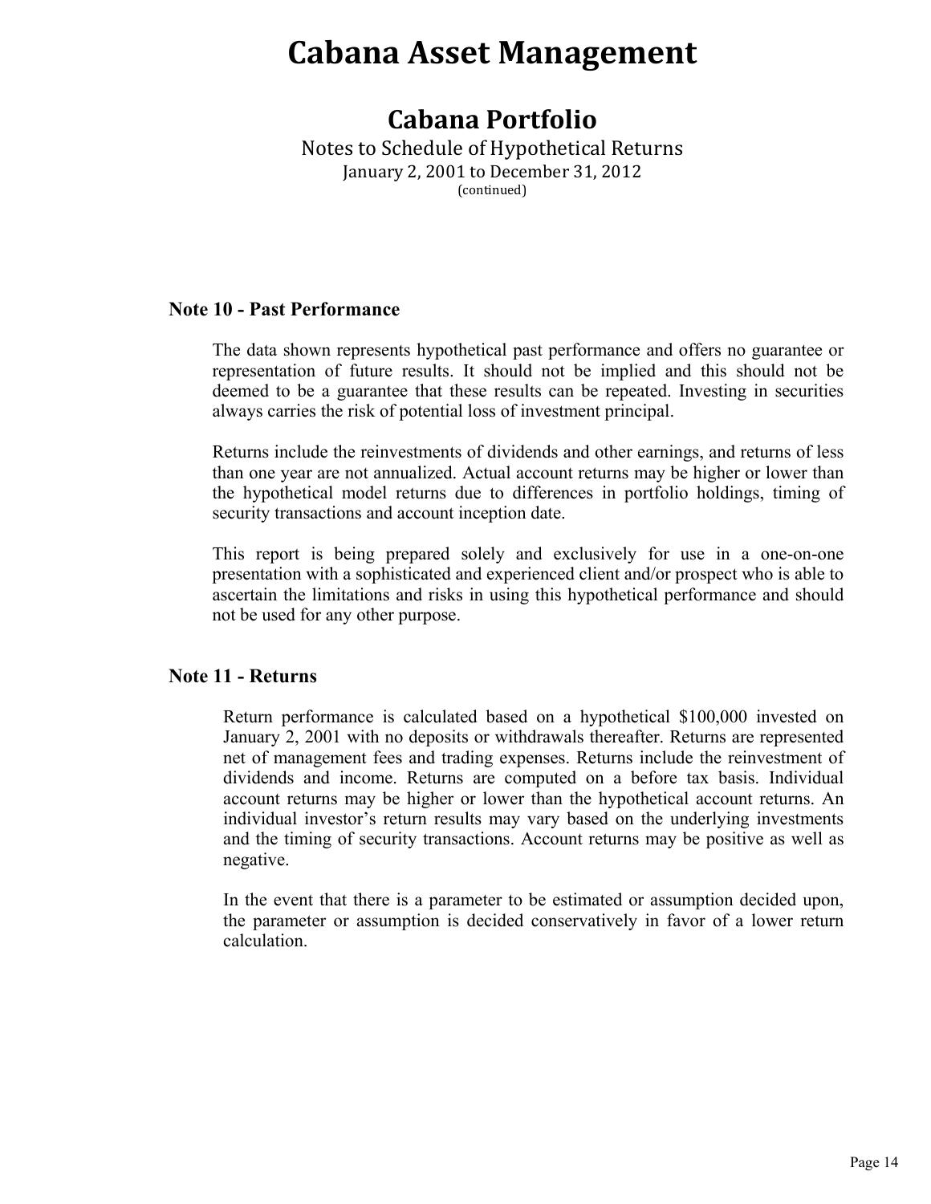# Cabana Asset Management

## Cabana Portfolio

Notes to Schedule of Hypothetical Returns

January 2, 2001 to December 31, 2012

(continued)

### Note 10 - Past Performance

The data shown represents hypothetical past performance and offers no guarantee or representation of future results. It should not be implied and this should not be deemed to be a guarantee that these results can be repeated. Investing in securities always carries the risk of potential loss of investment principal.

Returns include the reinvestments of dividends and other earnings, and returns of less than one year are not annualized. Actual account returns may be higher or lower than the hypothetical model returns due to differences in portfolio holdings, timing of security transactions and account inception date.

This report is being prepared solely and exclusively for use in a one-on-one presentation with a sophisticated and experienced client and/or prospect who is able to ascertain the limitations and risks in using this hypothetical performance and should not be used for any other purpose.

### Note 11 - Returns

Return performance is calculated based on a hypothetical $100,000 invested on January 2, 2001 with no deposits or withdrawals thereafter. Returns are represented net of management fees and trading expenses. Returns include the reinvestment of dividends and income. Returns are computed on a before tax basis. Individual account returns may be higher or lower than the hypothetical account returns. An individual investor's return results may vary based on the underlying investments and the timing of security transactions. Account returns may be positive as well as negative.

In the event that there is a parameter to be estimated or assumption decided upon, the parameter or assumption is decided conservatively in favor of a lower return calculation.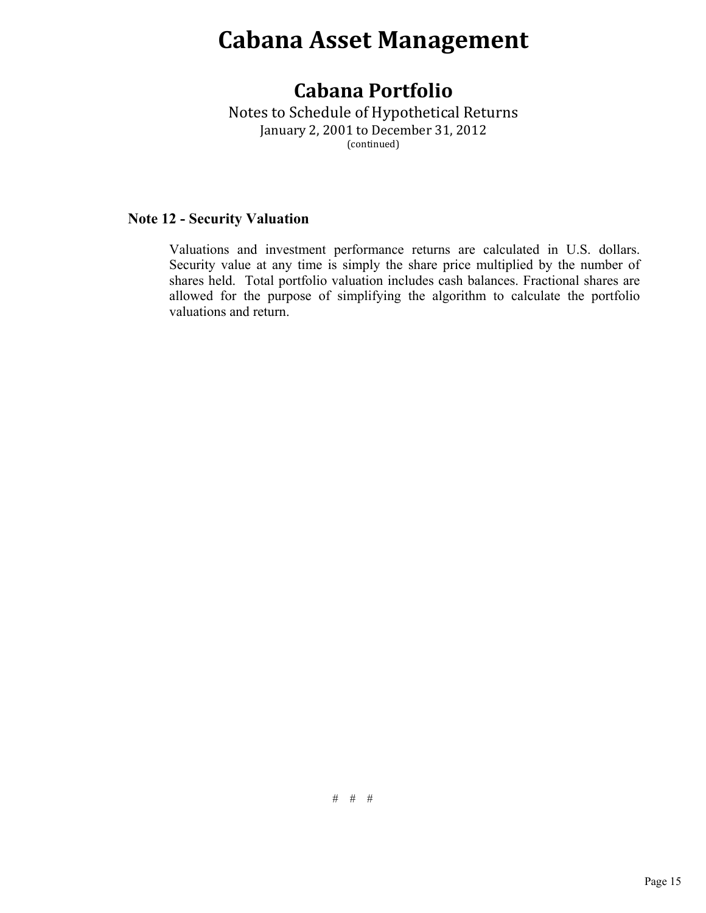# Cabana Asset Management

## Cabana Portfolio

Notes to Schedule of Hypothetical Returns

January 2, 2001 to December 31, 2012

(continued)

### Note 12 - Security Valuation

Valuations and investment performance returns are calculated in U.S. dollars. Security value at any time is simply the share price multiplied by the number of shares held. Total portfolio valuation includes cash balances. Fractional shares are allowed for the purpose of simplifying the algorithm to calculate the portfolio valuations and return.

# # #